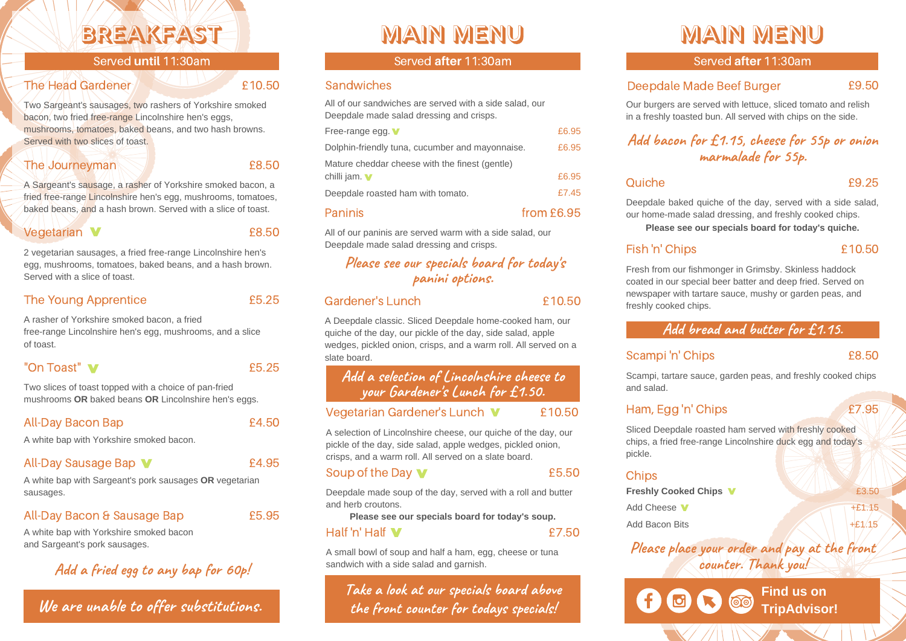# BREAKFAST

Served **until** 11:30am

### The Head Gardener — £10.50

Two Sargeant's sausages, two rashers of Yorkshire smoked bacon, two fried free-range Lincolnshire hen's eggs, mushrooms, tomatoes, baked beans, and two hash browns. Served with two slices of toast.

### The Journeyman — £8.50

A Sargeant's sausage, a rasher of Yorkshire smoked bacon, a fried free-range Lincolnshire hen's egg, mushrooms, tomatoes, baked beans, and a hash brown. Served with a slice of toast.

### Vegetarian V — £8.50

2 vegetarian sausages, a fried free-range Lincolnshire hen's egg, mushrooms, tomatoes, baked beans, and a hash brown. Served with a slice of toast.

### The Young Apprentice — £5.25

A rasher of Yorkshire smoked bacon, a fried free-range Lincolnshire hen's egg, mushrooms, and a slice of toast.

### "On Toast" V — £5.25

Two slices of toast topped with a choice of pan-fried mushrooms **OR** baked beans **OR** Lincolnshire hen's eggs.

### All-Day Bacon Bap — £4.50

A white bap with Yorkshire smoked bacon.

### All-Day Sausage Bap V — £4.95

A white bap with Sargeant's pork sausages **OR** vegetarian sausages.

### All-Day Bacon & Sausage Bap — £5.95

A white bap with Yorkshire smoked bacon and Sargeant's pork sausages.

*Add a fried egg to any bap for 60p!*

*We are unable to offer substitutions.*

# MAIN MENU

Served **after** 11:30am

### Sandwiches

All of our sandwiches are served with a side salad, our Deepdale made salad dressing and crisps.

| Item | Price |
|---|---|
| Free-range egg. V | £6.95 |
| Dolphin-friendly tuna, cucumber and mayonnaise. | £6.95 |
| Mature cheddar cheese with the finest (gentle) chilli jam. V | £6.95 |
| Deepdale roasted ham with tomato. | £7.45 |

### Paninis — from £6.95

All of our paninis are served warm with a side salad, our Deepdale made salad dressing and crisps.

*Please see our specials board for today's panini options.*

### Gardener's Lunch — £10.50

A Deepdale classic. Sliced Deepdale home-cooked ham, our quiche of the day, our pickle of the day, side salad, apple wedges, pickled onion, crisps, and a warm roll. All served on a slate board.

*Add a selection of Lincolnshire cheese to your Gardener's Lunch for £1.50.*

### Vegetarian Gardener's Lunch V — £10.50

A selection of Lincolnshire cheese, our quiche of the day, our pickle of the day, side salad, apple wedges, pickled onion, crisps, and a warm roll. All served on a slate board.

### Soup of the Day V — £5.50

Deepdale made soup of the day, served with a roll and butter and herb croutons.

**Please see our specials board for today's soup.**

### Half 'n' Half V — £7.50

A small bowl of soup and half a ham, egg, cheese or tuna sandwich with a side salad and garnish.

*Take a look at our specials board above the front counter for todays specials!*

# MAIN MENU

Served **after** 11:30am

### Deepdale Made Beef Burger — £9.50

Our burgers are served with lettuce, sliced tomato and relish in a freshly toasted bun. All served with chips on the side.

*Add bacon for £1.15, cheese for 55p or onion marmalade for 55p.*

### Quiche — £9.25

Deepdale baked quiche of the day, served with a side salad, our home-made salad dressing, and freshly cooked chips.

**Please see our specials board for today's quiche.**

### Fish 'n' Chips — £10.50

Fresh from our fishmonger in Grimsby. Skinless haddock coated in our special beer batter and deep fried. Served on newspaper with tartare sauce, mushy or garden peas, and freshly cooked chips.

*Add bread and butter for £1.15.*

### Scampi 'n' Chips — £8.50

Scampi, tartare sauce, garden peas, and freshly cooked chips and salad.

### Ham, Egg 'n' Chips — £7.95

Sliced Deepdale roasted ham served with freshly cooked chips, a fried free-range Lincolnshire duck egg and today's pickle.

### Chips

| Item | Price |
|---|---|
| **Freshly Cooked Chips** V | £3.50 |
| Add Cheese V | +£1.15 |
| Add Bacon Bits | +£1.15 |

*Please place your order and pay at the front counter. Thank you!*

**Find us on TripAdvisor!**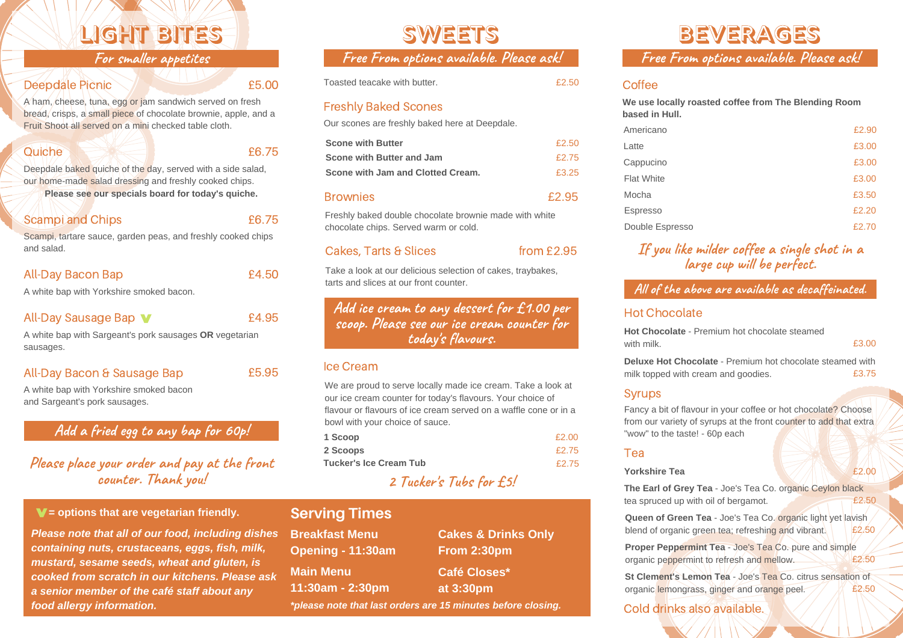# LIGHT BITES

*For smaller appetites*

### Deepdale Picnic — £5.00

A ham, cheese, tuna, egg or jam sandwich served on fresh bread, crisps, a small piece of chocolate brownie, apple, and a Fruit Shoot all served on a mini checked table cloth.

### Quiche — £6.75

Deepdale baked quiche of the day, served with a side salad, our home-made salad dressing and freshly cooked chips.

**Please see our specials board for today's quiche.**

### Scampi and Chips — £6.75

Scampi, tartare sauce, garden peas, and freshly cooked chips and salad.

### All-Day Bacon Bap — £4.50

A white bap with Yorkshire smoked bacon.

### All-Day Sausage Bap V — £4.95

A white bap with Sargeant's pork sausages **OR** vegetarian sausages.

### All-Day Bacon & Sausage Bap — £5.95

A white bap with Yorkshire smoked bacon and Sargeant's pork sausages.

*Add a fried egg to any bap for 60p!*

*Please place your order and pay at the front counter. Thank you!*

**V = options that are vegetarian friendly.**

***Please note that all of our food, including dishes containing nuts, crustaceans, eggs, fish, milk, mustard, sesame seeds, wheat and gluten, is cooked from scratch in our kitchens. Please ask a senior member of the café staff about any food allergy information.***

# SWEETS

*Free From options available. Please ask!*

| | |
|---|---|
| Toasted teacake with butter. | £2.50 |

### Freshly Baked Scones

Our scones are freshly baked here at Deepdale.

| | |
|---|---|
| **Scone with Butter** | £2.50 |
| **Scone with Butter and Jam** | £2.75 |
| **Scone with Jam and Clotted Cream.** | £3.25 |

### Brownies — £2.95

Freshly baked double chocolate brownie made with white chocolate chips. Served warm or cold.

### Cakes, Tarts & Slices — from £2.95

Take a look at our delicious selection of cakes, traybakes, tarts and slices at our front counter.

*Add ice cream to any dessert for £1.00 per scoop. Please see our ice cream counter for today's flavours.*

### Ice Cream

We are proud to serve locally made ice cream. Take a look at our ice cream counter for today's flavours. Your choice of flavour or flavours of ice cream served on a waffle cone or in a bowl with your choice of sauce.

| | |
|---|---|
| **1 Scoop** | £2.00 |
| **2 Scoops** | £2.75 |
| **Tucker's Ice Cream Tub** | £2.75 |

*2 Tucker's Tubs for £5!*

## Serving Times

**Breakfast Menu**
**Opening - 11:30am**

**Main Menu**
**11:30am - 2:30pm**

**Cakes & Drinks Only**
**From 2:30pm**

**Café Closes***
**at 3:30pm**

***please note that last orders are 15 minutes before closing.***

# BEVERAGES

*Free From options available. Please ask!*

### Coffee

**We use locally roasted coffee from The Blending Room based in Hull.**

| | |
|---|---|
| Americano | £2.90 |
| Latte | £3.00 |
| Cappucino | £3.00 |
| Flat White | £3.00 |
| Mocha | £3.50 |
| Espresso | £2.20 |
| Double Espresso | £2.70 |

*If you like milder coffee a single shot in a large cup will be perfect.*

*All of the above are available as decaffeinated.*

### Hot Chocolate

**Hot Chocolate** - Premium hot chocolate steamed with milk. — £3.00

**Deluxe Hot Chocolate** - Premium hot chocolate steamed with milk topped with cream and goodies. — £3.75

### Syrups

Fancy a bit of flavour in your coffee or hot chocolate? Choose from our variety of syrups at the front counter to add that extra "wow" to the taste! - 60p each

### Tea

**Yorkshire Tea** — £2.00

**The Earl of Grey Tea** - Joe's Tea Co. organic Ceylon black tea spruced up with oil of bergamot. — £2.50

**Queen of Green Tea** - Joe's Tea Co. organic light yet lavish blend of organic green tea; refreshing and vibrant. — £2.50

**Proper Peppermint Tea** - Joe's Tea Co. pure and simple organic peppermint to refresh and mellow. — £2.50

**St Clement's Lemon Tea** - Joe's Tea Co. citrus sensation of organic lemongrass, ginger and orange peel. — £2.50

### Cold drinks also available.